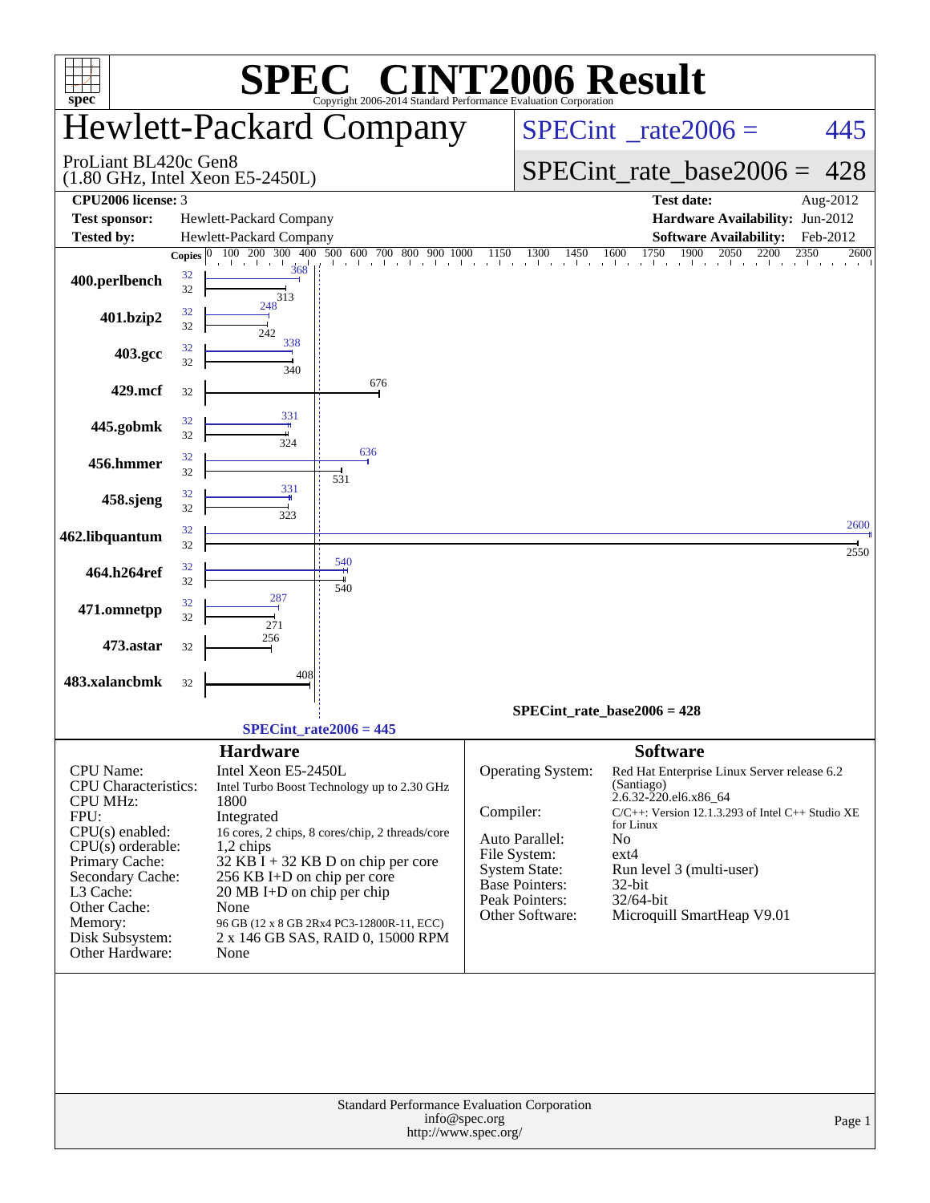# SPEC CINT2006 Result

Copyright 2006-2014 Standard Performance Evaluation Corporation

## Hewlett-Packard Company

ProLiant BL420c Gen8
(1.80 GHz, Intel Xeon E5-2450L)

SPECint_rate2006 = 445

SPECint_rate_base2006 = 428

| | | | |
|---|---|---|---|
| **CPU2006 license:** | 3 | **Test date:** | Aug-2012 |
| **Test sponsor:** | Hewlett-Packard Company | **Hardware Availability:** | Jun-2012 |
| **Tested by:** | Hewlett-Packard Company | **Software Availability:** | Feb-2012 |

| Benchmark | Copies (peak) | Peak | Copies (base) | Base |
|---|---|---|---|---|
| 400.perlbench | 32 | 368 | 32 | 313 |
| 401.bzip2 | 32 | 248 | 32 | 242 |
| 403.gcc | 32 | 338 | 32 | 340 |
| 429.mcf | | | 32 | 676 |
| 445.gobmk | 32 | 331 | 32 | 324 |
| 456.hmmer | 32 | 636 | 32 | 531 |
| 458.sjeng | 32 | 331 | 32 | 323 |
| 462.libquantum | 32 | 2600 | 32 | 2550 |
| 464.h264ref | 32 | 540 | 32 | 540 |
| 471.omnetpp | 32 | 287 | 32 | 271 |
| 473.astar | | | 32 | 256 |
| 483.xalancbmk | | | 32 | 408 |

SPECint_rate_base2006 = 428

SPECint_rate2006 = 445

### Hardware

| | |
|---|---|
| CPU Name: | Intel Xeon E5-2450L |
| CPU Characteristics: | Intel Turbo Boost Technology up to 2.30 GHz |
| CPU MHz: | 1800 |
| FPU: | Integrated |
| CPU(s) enabled: | 16 cores, 2 chips, 8 cores/chip, 2 threads/core |
| CPU(s) orderable: | 1,2 chips |
| Primary Cache: | 32 KB I + 32 KB D on chip per core |
| Secondary Cache: | 256 KB I+D on chip per core |
| L3 Cache: | 20 MB I+D on chip per chip |
| Other Cache: | None |
| Memory: | 96 GB (12 x 8 GB 2Rx4 PC3-12800R-11, ECC) |
| Disk Subsystem: | 2 x 146 GB SAS, RAID 0, 15000 RPM |
| Other Hardware: | None |

### Software

| | |
|---|---|
| Operating System: | Red Hat Enterprise Linux Server release 6.2 (Santiago) 2.6.32-220.el6.x86_64 |
| Compiler: | C/C++: Version 12.1.3.293 of Intel C++ Studio XE for Linux |
| Auto Parallel: | No |
| File System: | ext4 |
| System State: | Run level 3 (multi-user) |
| Base Pointers: | 32-bit |
| Peak Pointers: | 32/64-bit |
| Other Software: | Microquill SmartHeap V9.01 |

Standard Performance Evaluation Corporation
info@spec.org
http://www.spec.org/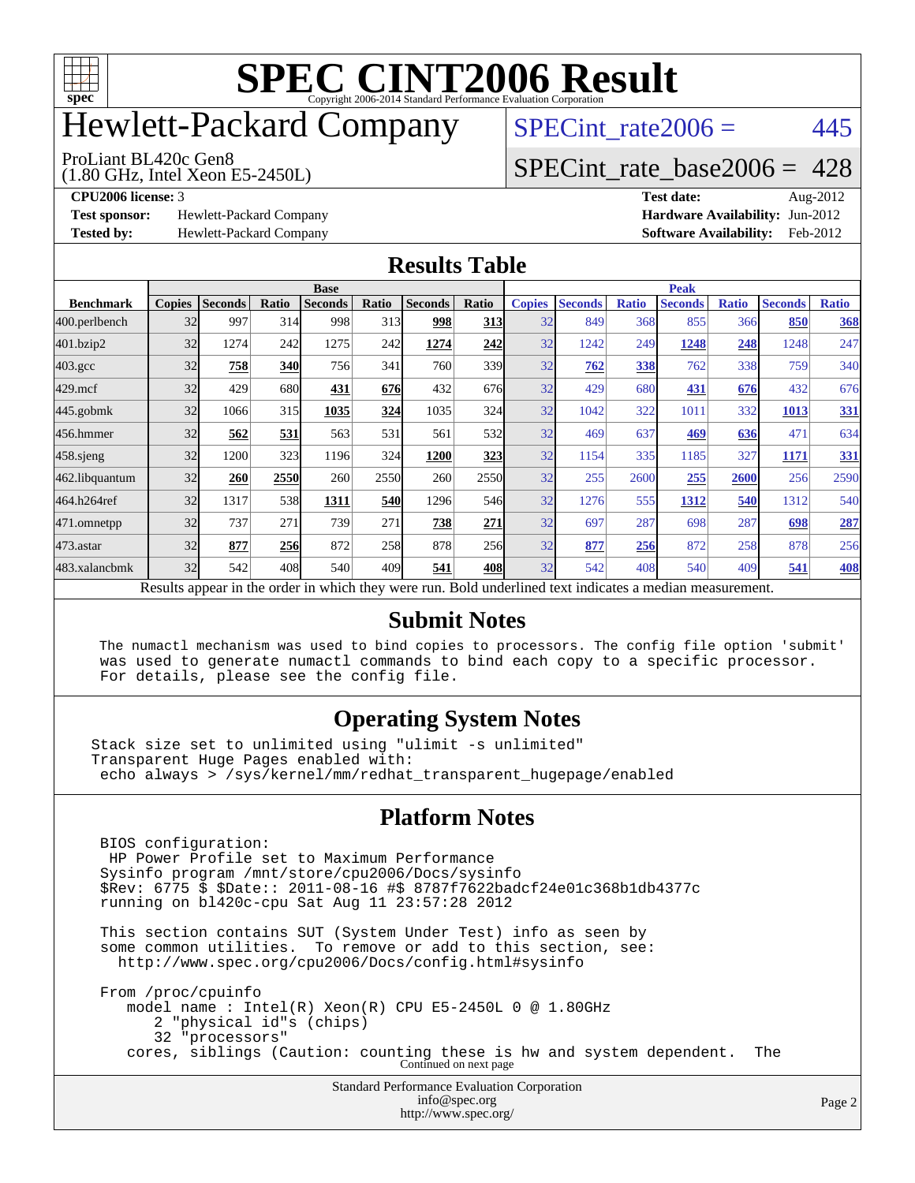# SPEC CINT2006 Result

Copyright 2006-2014 Standard Performance Evaluation Corporation

# Hewlett-Packard Company

ProLiant BL420c Gen8
(1.80 GHz, Intel Xeon E5-2450L)

SPECint_rate2006 = 445

SPECint_rate_base2006 = 428

**CPU2006 license:** 3
**Test sponsor:** Hewlett-Packard Company
**Tested by:** Hewlett-Packard Company

**Test date:** Aug-2012
**Hardware Availability:** Jun-2012
**Software Availability:** Feb-2012

## Results Table

| Benchmark | Base | | | | | | | Peak | | | | | | |
|---|---|---|---|---|---|---|---|---|---|---|---|---|---|---|
| | Copies | Seconds | Ratio | Seconds | Ratio | Seconds | Ratio | Copies | Seconds | Ratio | Seconds | Ratio | Seconds | Ratio |
| 400.perlbench | 32 | 997 | 314 | 998 | 313 | **998** | **313** | 32 | 849 | 368 | 855 | 366 | **850** | **368** |
| 401.bzip2 | 32 | 1274 | 242 | 1275 | 242 | **1274** | **242** | 32 | 1242 | 249 | **1248** | **248** | 1248 | 247 |
| 403.gcc | 32 | **758** | **340** | 756 | 341 | 760 | 339 | 32 | **762** | **338** | 762 | 338 | 759 | 340 |
| 429.mcf | 32 | 429 | 680 | **431** | **676** | 432 | 676 | 32 | 429 | 680 | **431** | **676** | 432 | 676 |
| 445.gobmk | 32 | 1066 | 315 | **1035** | **324** | 1035 | 324 | 32 | 1042 | 322 | 1011 | 332 | **1013** | **331** |
| 456.hmmer | 32 | **562** | **531** | 563 | 531 | 561 | 532 | 32 | 469 | 637 | **469** | **636** | 471 | 634 |
| 458.sjeng | 32 | 1200 | 323 | 1196 | 324 | **1200** | **323** | 32 | 1154 | 335 | 1185 | 327 | **1171** | **331** |
| 462.libquantum | 32 | **260** | **2550** | 260 | 2550 | 260 | 2550 | 32 | 255 | 2600 | **255** | **2600** | 256 | 2590 |
| 464.h264ref | 32 | 1317 | 538 | **1311** | **540** | 1296 | 546 | 32 | 1276 | 555 | **1312** | **540** | 1312 | 540 |
| 471.omnetpp | 32 | 737 | 271 | 739 | 271 | **738** | **271** | 32 | 697 | 287 | 698 | 287 | **698** | **287** |
| 473.astar | 32 | **877** | **256** | 872 | 258 | 878 | 256 | 32 | **877** | **256** | 872 | 258 | 878 | 256 |
| 483.xalancbmk | 32 | 542 | 408 | 540 | 409 | **541** | **408** | 32 | 542 | 408 | 540 | 409 | **541** | **408** |

Results appear in the order in which they were run. Bold underlined text indicates a median measurement.

## Submit Notes

```
The numactl mechanism was used to bind copies to processors. The config file option 'submit'
was used to generate numactl commands to bind each copy to a specific processor.
For details, please see the config file.
```

## Operating System Notes

```
Stack size set to unlimited using "ulimit -s unlimited"
Transparent Huge Pages enabled with:
 echo always > /sys/kernel/mm/redhat_transparent_hugepage/enabled
```

## Platform Notes

```
BIOS configuration:
 HP Power Profile set to Maximum Performance
Sysinfo program /mnt/store/cpu2006/Docs/sysinfo
$Rev: 6775 $ $Date:: 2011-08-16 #$ 8787f7622badcf24e01c368b1db4377c
running on bl420c-cpu Sat Aug 11 23:57:28 2012

This section contains SUT (System Under Test) info as seen by
some common utilities.  To remove or add to this section, see:
  http://www.spec.org/cpu2006/Docs/config.html#sysinfo

From /proc/cpuinfo
   model name : Intel(R) Xeon(R) CPU E5-2450L 0 @ 1.80GHz
      2 "physical id"s (chips)
      32 "processors"
   cores, siblings (Caution: counting these is hw and system dependent.  The
```

Continued on next page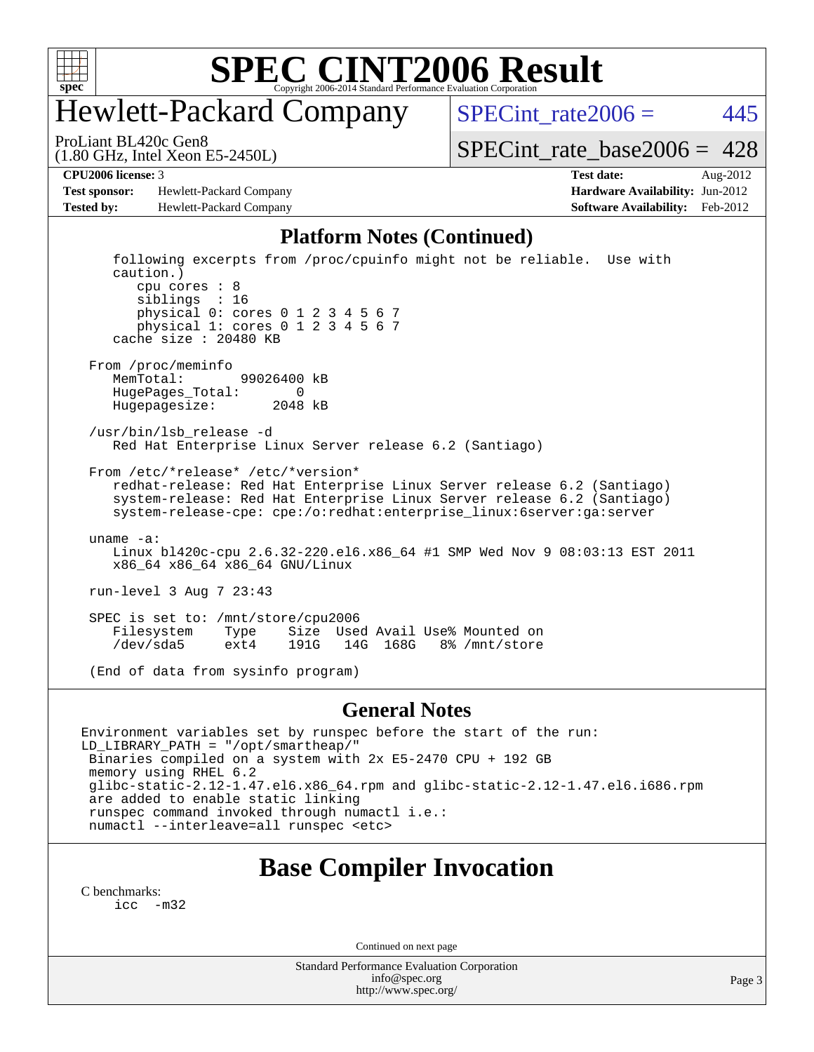# SPEC CINT2006 Result

Copyright 2006-2014 Standard Performance Evaluation Corporation

# Hewlett-Packard Company

ProLiant BL420c Gen8
(1.80 GHz, Intel Xeon E5-2450L)

SPECint_rate2006 = 445

SPECint_rate_base2006 = 428

**CPU2006 license:** 3
**Test sponsor:** Hewlett-Packard Company
**Tested by:** Hewlett-Packard Company

**Test date:** Aug-2012
**Hardware Availability:** Jun-2012
**Software Availability:** Feb-2012

## Platform Notes (Continued)

```
    following excerpts from /proc/cpuinfo might not be reliable.  Use with
    caution.)
       cpu cores : 8
       siblings  : 16
       physical 0: cores 0 1 2 3 4 5 6 7
       physical 1: cores 0 1 2 3 4 5 6 7
    cache size : 20480 KB

 From /proc/meminfo
    MemTotal:       99026400 kB
    HugePages_Total:       0
    Hugepagesize:       2048 kB

 /usr/bin/lsb_release -d
    Red Hat Enterprise Linux Server release 6.2 (Santiago)

 From /etc/*release* /etc/*version*
    redhat-release: Red Hat Enterprise Linux Server release 6.2 (Santiago)
    system-release: Red Hat Enterprise Linux Server release 6.2 (Santiago)
    system-release-cpe: cpe:/o:redhat:enterprise_linux:6server:ga:server

 uname -a:
    Linux bl420c-cpu 2.6.32-220.el6.x86_64 #1 SMP Wed Nov 9 08:03:13 EST 2011
    x86_64 x86_64 x86_64 GNU/Linux

 run-level 3 Aug 7 23:43

 SPEC is set to: /mnt/store/cpu2006
    Filesystem    Type    Size  Used Avail Use% Mounted on
    /dev/sda5     ext4    191G   14G  168G   8% /mnt/store

 (End of data from sysinfo program)
```

## General Notes

```
Environment variables set by runspec before the start of the run:
LD_LIBRARY_PATH = "/opt/smartheap/"
 Binaries compiled on a system with 2x E5-2470 CPU + 192 GB
 memory using RHEL 6.2
 glibc-static-2.12-1.47.el6.x86_64.rpm and glibc-static-2.12-1.47.el6.i686.rpm
 are added to enable static linking
 runspec command invoked through numactl i.e.:
 numactl --interleave=all runspec <etc>
```

## Base Compiler Invocation

C benchmarks:
```
icc -m32
```

Continued on next page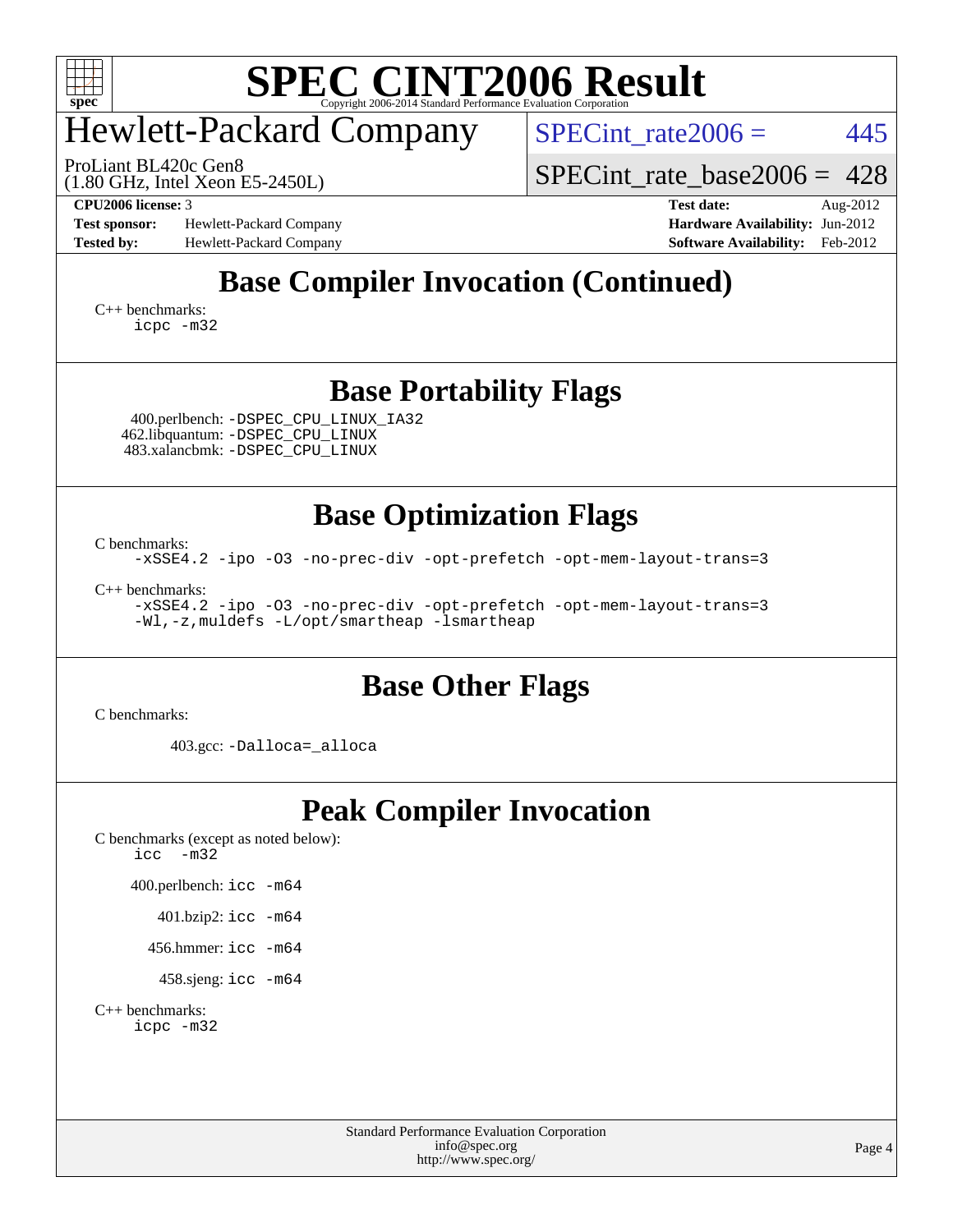# SPEC CINT2006 Result

Copyright 2006-2014 Standard Performance Evaluation Corporation

## Hewlett-Packard Company

ProLiant BL420c Gen8
(1.80 GHz, Intel Xeon E5-2450L)

SPECint_rate2006 = 445

SPECint_rate_base2006 = 428

**CPU2006 license:** 3
**Test sponsor:** Hewlett-Packard Company
**Tested by:** Hewlett-Packard Company

**Test date:** Aug-2012
**Hardware Availability:** Jun-2012
**Software Availability:** Feb-2012

## Base Compiler Invocation (Continued)

C++ benchmarks:
```
icpc -m32
```

## Base Portability Flags

400.perlbench: `-DSPEC_CPU_LINUX_IA32`
462.libquantum: `-DSPEC_CPU_LINUX`
483.xalancbmk: `-DSPEC_CPU_LINUX`

## Base Optimization Flags

C benchmarks:
```
-xSSE4.2 -ipo -O3 -no-prec-div -opt-prefetch -opt-mem-layout-trans=3
```

C++ benchmarks:
```
-xSSE4.2 -ipo -O3 -no-prec-div -opt-prefetch -opt-mem-layout-trans=3
-Wl,-z,muldefs -L/opt/smartheap -lsmartheap
```

## Base Other Flags

C benchmarks:

403.gcc: `-Dalloca=_alloca`

## Peak Compiler Invocation

C benchmarks (except as noted below):
```
icc  -m32
```

400.perlbench: `icc -m64`

401.bzip2: `icc -m64`

456.hmmer: `icc -m64`

458.sjeng: `icc -m64`

C++ benchmarks:
```
icpc -m32
```

Standard Performance Evaluation Corporation
info@spec.org
http://www.spec.org/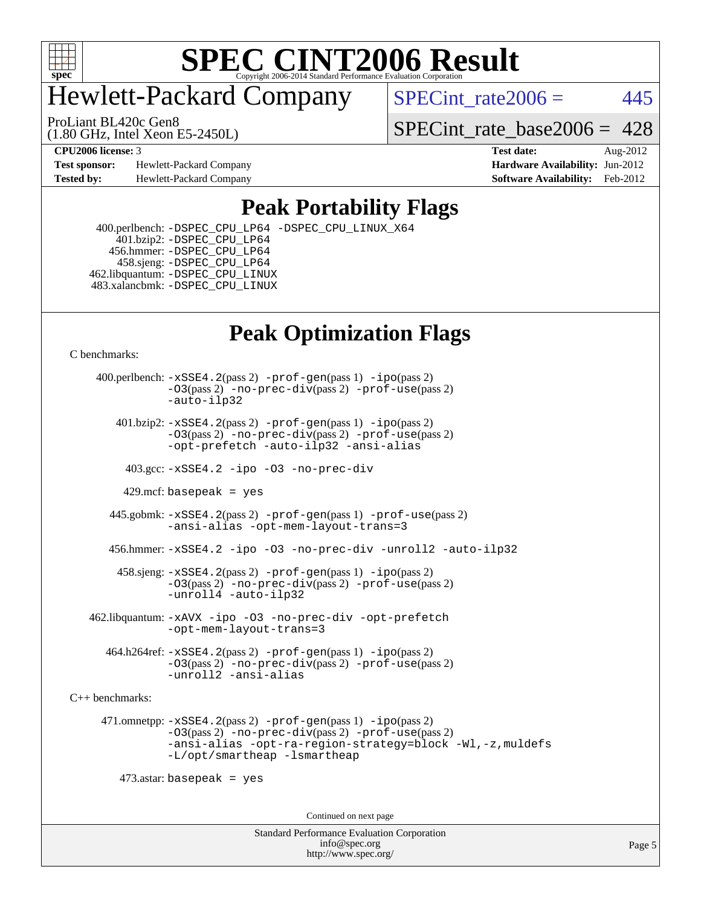# SPEC CINT2006 Result

Copyright 2006-2014 Standard Performance Evaluation Corporation

# Hewlett-Packard Company

ProLiant BL420c Gen8
(1.80 GHz, Intel Xeon E5-2450L)

SPECint_rate2006 = 445

SPECint_rate_base2006 = 428

| | | | |
|---|---|---|---|
| **CPU2006 license:** 3 | | **Test date:** | Aug-2012 |
| **Test sponsor:** | Hewlett-Packard Company | **Hardware Availability:** | Jun-2012 |
| **Tested by:** | Hewlett-Packard Company | **Software Availability:** | Feb-2012 |

## Peak Portability Flags

400.perlbench: -DSPEC_CPU_LP64 -DSPEC_CPU_LINUX_X64
401.bzip2: -DSPEC_CPU_LP64
456.hmmer: -DSPEC_CPU_LP64
458.sjeng: -DSPEC_CPU_LP64
462.libquantum: -DSPEC_CPU_LINUX
483.xalancbmk: -DSPEC_CPU_LINUX

## Peak Optimization Flags

C benchmarks:

400.perlbench: -xSSE4.2(pass 2) -prof-gen(pass 1) -ipo(pass 2) -O3(pass 2) -no-prec-div(pass 2) -prof-use(pass 2) -auto-ilp32

401.bzip2: -xSSE4.2(pass 2) -prof-gen(pass 1) -ipo(pass 2) -O3(pass 2) -no-prec-div(pass 2) -prof-use(pass 2) -opt-prefetch -auto-ilp32 -ansi-alias

403.gcc: -xSSE4.2 -ipo -O3 -no-prec-div

429.mcf: basepeak = yes

445.gobmk: -xSSE4.2(pass 2) -prof-gen(pass 1) -prof-use(pass 2) -ansi-alias -opt-mem-layout-trans=3

456.hmmer: -xSSE4.2 -ipo -O3 -no-prec-div -unroll2 -auto-ilp32

458.sjeng: -xSSE4.2(pass 2) -prof-gen(pass 1) -ipo(pass 2) -O3(pass 2) -no-prec-div(pass 2) -prof-use(pass 2) -unroll4 -auto-ilp32

462.libquantum: -xAVX -ipo -O3 -no-prec-div -opt-prefetch -opt-mem-layout-trans=3

464.h264ref: -xSSE4.2(pass 2) -prof-gen(pass 1) -ipo(pass 2) -O3(pass 2) -no-prec-div(pass 2) -prof-use(pass 2) -unroll2 -ansi-alias

C++ benchmarks:

471.omnetpp: -xSSE4.2(pass 2) -prof-gen(pass 1) -ipo(pass 2) -O3(pass 2) -no-prec-div(pass 2) -prof-use(pass 2) -ansi-alias -opt-ra-region-strategy=block -Wl,-z,muldefs -L/opt/smartheap -lsmartheap

473.astar: basepeak = yes

Continued on next page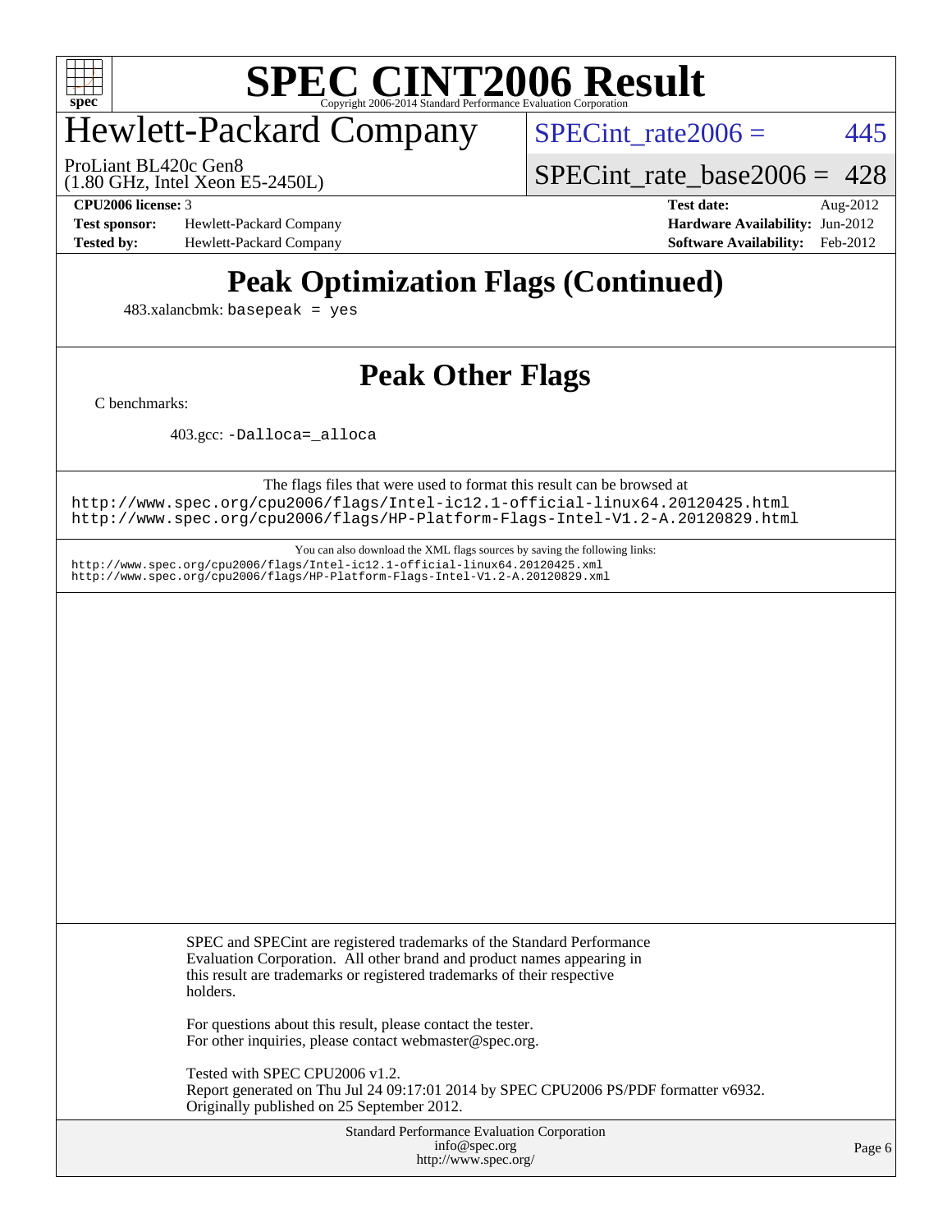## Peak Optimization Flags (Continued)

483.xalancbmk: basepeak = yes

## Peak Other Flags

C benchmarks:

403.gcc: -Dalloca=_alloca

The flags files that were used to format this result can be browsed at
http://www.spec.org/cpu2006/flags/Intel-ic12.1-official-linux64.20120425.html
http://www.spec.org/cpu2006/flags/HP-Platform-Flags-Intel-V1.2-A.20120829.html

You can also download the XML flags sources by saving the following links:
http://www.spec.org/cpu2006/flags/Intel-ic12.1-official-linux64.20120425.xml
http://www.spec.org/cpu2006/flags/HP-Platform-Flags-Intel-V1.2-A.20120829.xml

SPEC and SPECint are registered trademarks of the Standard Performance Evaluation Corporation. All other brand and product names appearing in this result are trademarks or registered trademarks of their respective holders.

For questions about this result, please contact the tester.
For other inquiries, please contact webmaster@spec.org.

Tested with SPEC CPU2006 v1.2.
Report generated on Thu Jul 24 09:17:01 2014 by SPEC CPU2006 PS/PDF formatter v6932.
Originally published on 25 September 2012.